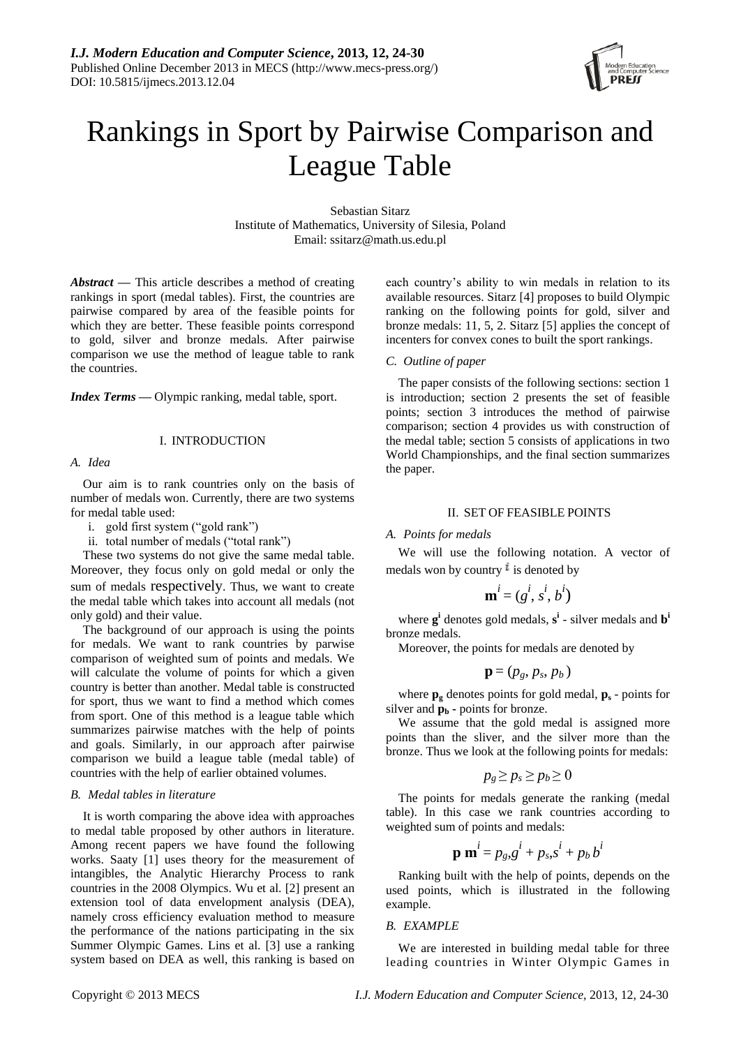# Rankings in Sport by Pairwise Comparison and League Table

Sebastian Sitarz
Institute of Mathematics, University of Silesia, Poland
Email: ssitarz@math.us.edu.pl

***Abstract*** **—** This article describes a method of creating rankings in sport (medal tables). First, the countries are pairwise compared by area of the feasible points for which they are better. These feasible points correspond to gold, silver and bronze medals. After pairwise comparison we use the method of league table to rank the countries.

***Index Terms*** **—** Olympic ranking, medal table, sport.

## I. INTRODUCTION

### *A. Idea*

Our aim is to rank countries only on the basis of number of medals won. Currently, there are two systems for medal table used:

i. gold first system ("gold rank")
ii. total number of medals ("total rank")

These two systems do not give the same medal table. Moreover, they focus only on gold medal or only the sum of medals respectively. Thus, we want to create the medal table which takes into account all medals (not only gold) and their value.

The background of our approach is using the points for medals. We want to rank countries by parwise comparison of weighted sum of points and medals. We will calculate the volume of points for which a given country is better than another. Medal table is constructed for sport, thus we want to find a method which comes from sport. One of this method is a league table which summarizes pairwise matches with the help of points and goals. Similarly, in our approach after pairwise comparison we build a league table (medal table) of countries with the help of earlier obtained volumes.

### *B. Medal tables in literature*

It is worth comparing the above idea with approaches to medal table proposed by other authors in literature. Among recent papers we have found the following works. Saaty [1] uses theory for the measurement of intangibles, the Analytic Hierarchy Process to rank countries in the 2008 Olympics. Wu et al. [2] present an extension tool of data envelopment analysis (DEA), namely cross efficiency evaluation method to measure the performance of the nations participating in the six Summer Olympic Games. Lins et al. [3] use a ranking system based on DEA as well, this ranking is based on each country's ability to win medals in relation to its available resources. Sitarz [4] proposes to build Olympic ranking on the following points for gold, silver and bronze medals: 11, 5, 2. Sitarz [5] applies the concept of incenters for convex cones to built the sport rankings.

### *C. Outline of paper*

The paper consists of the following sections: section 1 is introduction; section 2 presents the set of feasible points; section 3 introduces the method of pairwise comparison; section 4 provides us with construction of the medal table; section 5 consists of applications in two World Championships, and the final section summarizes the paper.

## II. SET OF FEASIBLE POINTS

### *A. Points for medals*

We will use the following notation. A vector of medals won by country $i$ is denoted by

$$\mathbf{m}^i = (g^i, s^i, b^i)$$

where $\mathbf{g}^\mathbf{i}$ denotes gold medals, $\mathbf{s}^\mathbf{i}$ - silver medals and $\mathbf{b}^\mathbf{i}$ bronze medals.

Moreover, the points for medals are denoted by

$$\mathbf{p} = (p_g, p_s, p_b)$$

where $\mathbf{p_g}$ denotes points for gold medal, $\mathbf{p_s}$ - points for silver and $\mathbf{p_b}$ - points for bronze.

We assume that the gold medal is assigned more points than the sliver, and the silver more than the bronze. Thus we look at the following points for medals:

$$p_g \geq p_s \geq p_b \geq 0$$

The points for medals generate the ranking (medal table). In this case we rank countries according to weighted sum of points and medals:

$$\mathbf{p}\ \mathbf{m}^i = p_g,g^i + p_s,s^i + p_b\, b^i$$

Ranking built with the help of points, depends on the used points, which is illustrated in the following example.

### *B. EXAMPLE*

We are interested in building medal table for three leading countries in Winter Olympic Games in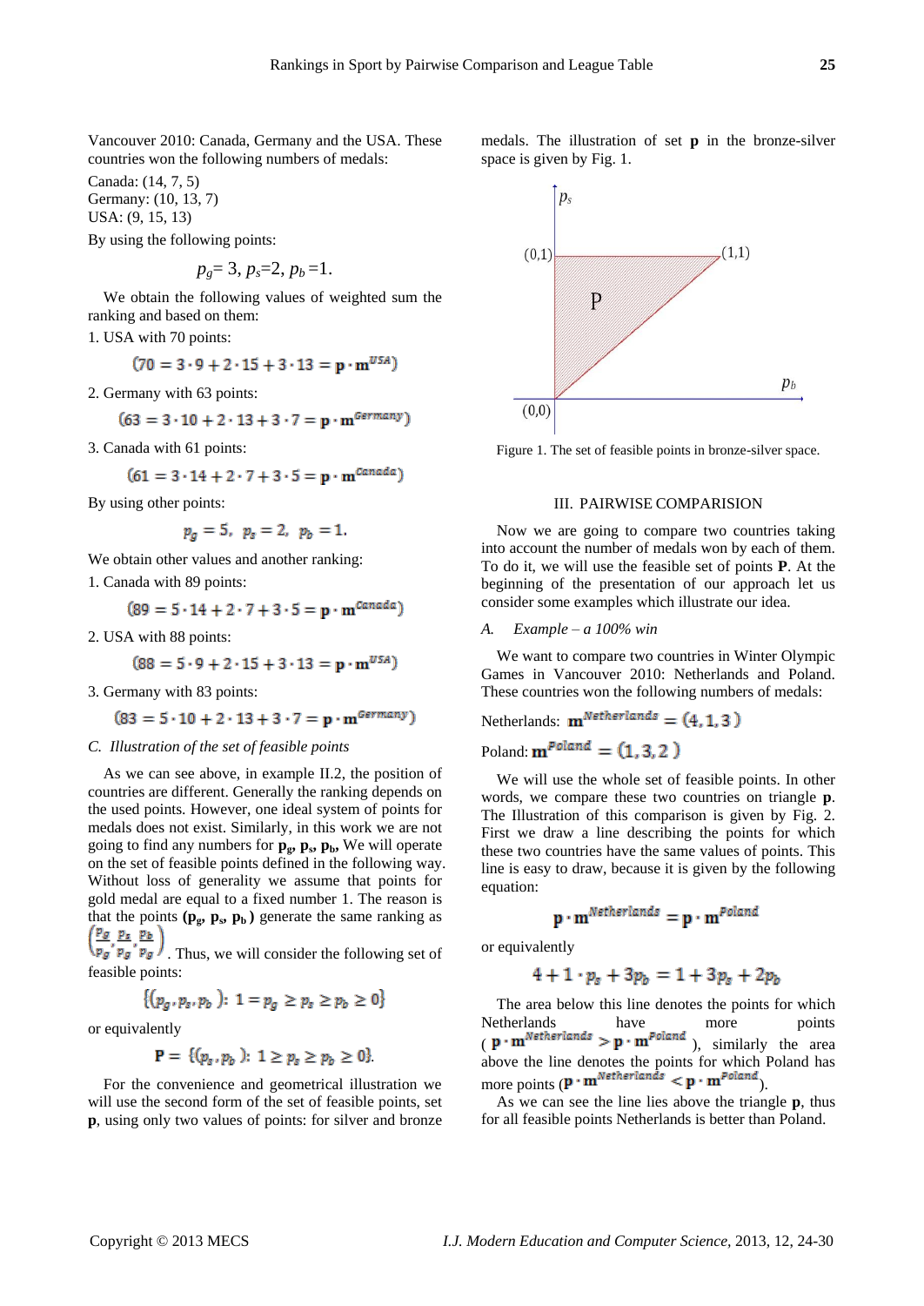Vancouver 2010: Canada, Germany and the USA. These countries won the following numbers of medals:

Canada: (14, 7, 5)
Germany: (10, 13, 7)
USA: (9, 15, 13)

By using the following points:

$$p_g = 3,\ p_s = 2,\ p_b = 1.$$

We obtain the following values of weighted sum the ranking and based on them:

1. USA with 70 points:

$$(70 = 3 \cdot 9 + 2 \cdot 15 + 3 \cdot 13 = \mathbf{p} \cdot \mathbf{m}^{USA})$$

2. Germany with 63 points:

$$(63 = 3 \cdot 10 + 2 \cdot 13 + 3 \cdot 7 = \mathbf{p} \cdot \mathbf{m}^{Germany})$$

3. Canada with 61 points:

$$(61 = 3 \cdot 14 + 2 \cdot 7 + 3 \cdot 5 = \mathbf{p} \cdot \mathbf{m}^{Canada})$$

By using other points:

$$p_g = 5,\ p_s = 2,\ p_b = 1.$$

We obtain other values and another ranking:

1. Canada with 89 points:

$$(89 = 5 \cdot 14 + 2 \cdot 7 + 3 \cdot 5 = \mathbf{p} \cdot \mathbf{m}^{Canada})$$

2. USA with 88 points:

$$(88 = 5 \cdot 9 + 2 \cdot 15 + 3 \cdot 13 = \mathbf{p} \cdot \mathbf{m}^{USA})$$

3. Germany with 83 points:

$$(83 = 5 \cdot 10 + 2 \cdot 13 + 3 \cdot 7 = \mathbf{p} \cdot \mathbf{m}^{Germany})$$

### *C. Illustration of the set of feasible points*

As we can see above, in example II.2, the position of countries are different. Generally the ranking depends on the used points. However, one ideal system of points for medals does not exist. Similarly, in this work we are not going to find any numbers for $\mathbf{p_g}$, $\mathbf{p_s}$, $\mathbf{p_b}$, We will operate on the set of feasible points defined in the following way. Without loss of generality we assume that points for gold medal are equal to a fixed number 1. The reason is that the points $(\mathbf{p_g}, \mathbf{p_s}, \mathbf{p_b})$ generate the same ranking as $\left(\frac{p_g}{p_g}, \frac{p_s}{p_g}, \frac{p_b}{p_g}\right)$. Thus, we will consider the following set of feasible points:

$$\{(p_g, p_s, p_b): 1 = p_g \geq p_s \geq p_b \geq 0\}$$

or equivalently

$$\mathbf{P} = \{(p_s, p_b): 1 \geq p_s \geq p_b \geq 0\}.$$

For the convenience and geometrical illustration we will use the second form of the set of feasible points, set **p**, using only two values of points: for silver and bronze medals. The illustration of set **p** in the bronze-silver space is given by Fig. 1.

Figure 1. The set of feasible points in bronze-silver space.

## III. PAIRWISE COMPARISION

Now we are going to compare two countries taking into account the number of medals won by each of them. To do it, we will use the feasible set of points **P**. At the beginning of the presentation of our approach let us consider some examples which illustrate our idea.

### *A. Example – a 100% win*

We want to compare two countries in Winter Olympic Games in Vancouver 2010: Netherlands and Poland. These countries won the following numbers of medals:

Netherlands: $\mathbf{m}^{Netherlands} = (4, 1, 3)$

Poland: $\mathbf{m}^{Poland} = (1, 3, 2)$

We will use the whole set of feasible points. In other words, we compare these two countries on triangle **p**. The Illustration of this comparison is given by Fig. 2. First we draw a line describing the points for which these two countries have the same values of points. This line is easy to draw, because it is given by the following equation:

$$\mathbf{p} \cdot \mathbf{m}^{Netherlands} = \mathbf{p} \cdot \mathbf{m}^{Poland}$$

or equivalently

$$4 + 1 \cdot p_s + 3p_b = 1 + 3p_s + 2p_b$$

The area below this line denotes the points for which Netherlands have more points ($\mathbf{p} \cdot \mathbf{m}^{Netherlands} > \mathbf{p} \cdot \mathbf{m}^{Poland}$), similarly the area above the line denotes the points for which Poland has more points ($\mathbf{p} \cdot \mathbf{m}^{Netherlands} < \mathbf{p} \cdot \mathbf{m}^{Poland}$).

As we can see the line lies above the triangle **p**, thus for all feasible points Netherlands is better than Poland.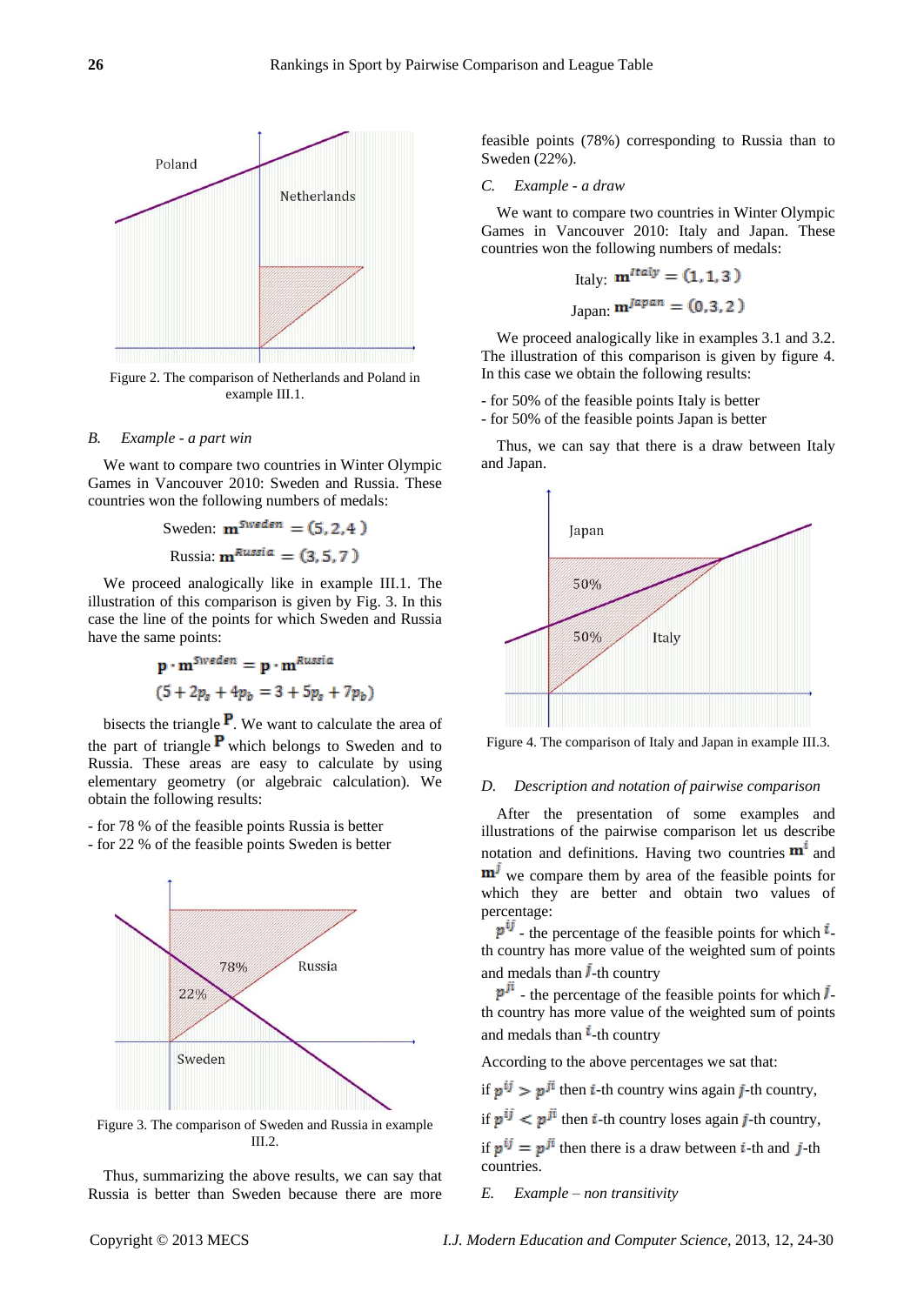Figure 2. The comparison of Netherlands and Poland in example III.1.

### B. *Example - a part win*

We want to compare two countries in Winter Olympic Games in Vancouver 2010: Sweden and Russia. These countries won the following numbers of medals:

$$\text{Sweden: } \mathbf{m}^{Sweden} = (5, 2, 4)$$

$$\text{Russia: } \mathbf{m}^{Russia} = (3, 5, 7)$$

We proceed analogically like in example III.1. The illustration of this comparison is given by Fig. 3. In this case the line of the points for which Sweden and Russia have the same points:

$$\mathbf{p} \cdot \mathbf{m}^{Sweden} = \mathbf{p} \cdot \mathbf{m}^{Russia}$$

$$(5 + 2p_s + 4p_b = 3 + 5p_s + 7p_b)$$

bisects the triangle $\mathbf{P}$. We want to calculate the area of the part of triangle $\mathbf{P}$ which belongs to Sweden and to Russia. These areas are easy to calculate by using elementary geometry (or algebraic calculation). We obtain the following results:

- for 78 % of the feasible points Russia is better
- for 22 % of the feasible points Sweden is better

Figure 3. The comparison of Sweden and Russia in example III.2.

Thus, summarizing the above results, we can say that Russia is better than Sweden because there are more feasible points (78%) corresponding to Russia than to Sweden (22%).

### C. *Example - a draw*

We want to compare two countries in Winter Olympic Games in Vancouver 2010: Italy and Japan. These countries won the following numbers of medals:

$$\text{Italy: } \mathbf{m}^{Italy} = (1, 1, 3)$$

$$\text{Japan: } \mathbf{m}^{Japan} = (0, 3, 2)$$

We proceed analogically like in examples 3.1 and 3.2. The illustration of this comparison is given by figure 4. In this case we obtain the following results:

- for 50% of the feasible points Italy is better
- for 50% of the feasible points Japan is better

Thus, we can say that there is a draw between Italy and Japan.

Figure 4. The comparison of Italy and Japan in example III.3.

### D. *Description and notation of pairwise comparison*

After the presentation of some examples and illustrations of the pairwise comparison let us describe notation and definitions. Having two countries $\mathbf{m}^i$ and $\mathbf{m}^j$ we compare them by area of the feasible points for which they are better and obtain two values of percentage:

$p^{ij}$ - the percentage of the feasible points for which $i$-th country has more value of the weighted sum of points and medals than $j$-th country

$p^{ji}$ - the percentage of the feasible points for which $j$-th country has more value of the weighted sum of points and medals than $i$-th country

According to the above percentages we sat that:

if $p^{ij} > p^{ji}$ then $i$-th country wins again $j$-th country,

if $p^{ij} < p^{ji}$ then $i$-th country loses again $j$-th country,

if $p^{ij} = p^{ji}$ then there is a draw between $i$-th and $j$-th countries.

### E. *Example – non transitivity*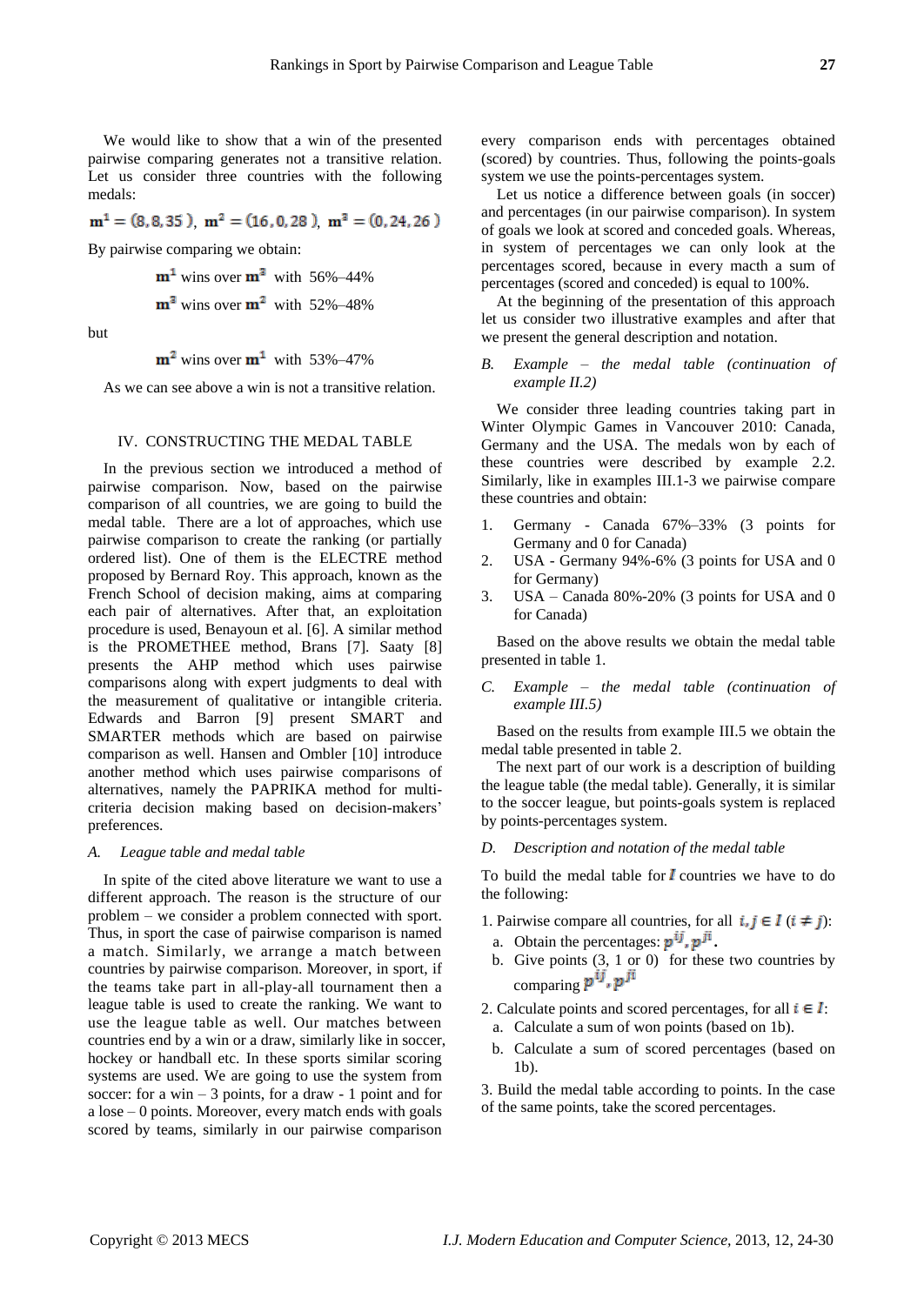We would like to show that a win of the presented pairwise comparing generates not a transitive relation. Let us consider three countries with the following medals:

$$\mathbf{m}^1 = (8, 8, 35), \ \mathbf{m}^2 = (16, 0, 28), \ \mathbf{m}^3 = (0, 24, 26)$$

By pairwise comparing we obtain:

$$\mathbf{m}^1 \text{ wins over } \mathbf{m}^3 \text{ with } 56\%\text{–}44\%$$

$$\mathbf{m}^3 \text{ wins over } \mathbf{m}^2 \text{ with } 52\%\text{–}48\%$$

but

$$\mathbf{m}^2 \text{ wins over } \mathbf{m}^1 \text{ with } 53\%\text{–}47\%$$

As we can see above a win is not a transitive relation.

## IV. CONSTRUCTING THE MEDAL TABLE

In the previous section we introduced a method of pairwise comparison. Now, based on the pairwise comparison of all countries, we are going to build the medal table. There are a lot of approaches, which use pairwise comparison to create the ranking (or partially ordered list). One of them is the ELECTRE method proposed by Bernard Roy. This approach, known as the French School of decision making, aims at comparing each pair of alternatives. After that, an exploitation procedure is used, Benayoun et al. [6]. A similar method is the PROMETHEE method, Brans [7]. Saaty [8] presents the AHP method which uses pairwise comparisons along with expert judgments to deal with the measurement of qualitative or intangible criteria. Edwards and Barron [9] present SMART and SMARTER methods which are based on pairwise comparison as well. Hansen and Ombler [10] introduce another method which uses pairwise comparisons of alternatives, namely the PAPRIKA method for multi-criteria decision making based on decision-makers' preferences.

### *A. League table and medal table*

In spite of the cited above literature we want to use a different approach. The reason is the structure of our problem – we consider a problem connected with sport. Thus, in sport the case of pairwise comparison is named a match. Similarly, we arrange a match between countries by pairwise comparison. Moreover, in sport, if the teams take part in all-play-all tournament then a league table is used to create the ranking. We want to use the league table as well. Our matches between countries end by a win or a draw, similarly like in soccer, hockey or handball etc. In these sports similar scoring systems are used. We are going to use the system from soccer: for a win – 3 points, for a draw - 1 point and for a lose – 0 points. Moreover, every match ends with goals scored by teams, similarly in our pairwise comparison every comparison ends with percentages obtained (scored) by countries. Thus, following the points-goals system we use the points-percentages system.

Let us notice a difference between goals (in soccer) and percentages (in our pairwise comparison). In system of goals we look at scored and conceded goals. Whereas, in system of percentages we can only look at the percentages scored, because in every macth a sum of percentages (scored and conceded) is equal to 100%.

At the beginning of the presentation of this approach let us consider two illustrative examples and after that we present the general description and notation.

### *B. Example – the medal table (continuation of example II.2)*

We consider three leading countries taking part in Winter Olympic Games in Vancouver 2010: Canada, Germany and the USA. The medals won by each of these countries were described by example 2.2. Similarly, like in examples III.1-3 we pairwise compare these countries and obtain:

1. Germany - Canada 67%–33% (3 points for Germany and 0 for Canada)
2. USA - Germany 94%-6% (3 points for USA and 0 for Germany)
3. USA – Canada 80%-20% (3 points for USA and 0 for Canada)

Based on the above results we obtain the medal table presented in table 1.

### *C. Example – the medal table (continuation of example III.5)*

Based on the results from example III.5 we obtain the medal table presented in table 2.

The next part of our work is a description of building the league table (the medal table). Generally, it is similar to the soccer league, but points-goals system is replaced by points-percentages system.

### *D. Description and notation of the medal table*

To build the medal table for $I$ countries we have to do the following:

1. Pairwise compare all countries, for all $i, j \in I$ ($i \neq j$):
   a. Obtain the percentages: $p^{ij}, p^{ji}$.
   b. Give points (3, 1 or 0) for these two countries by comparing $p^{ij}, p^{ji}$
2. Calculate points and scored percentages, for all $i \in I$:
   a. Calculate a sum of won points (based on 1b).
   b. Calculate a sum of scored percentages (based on 1b).
3. Build the medal table according to points. In the case of the same points, take the scored percentages.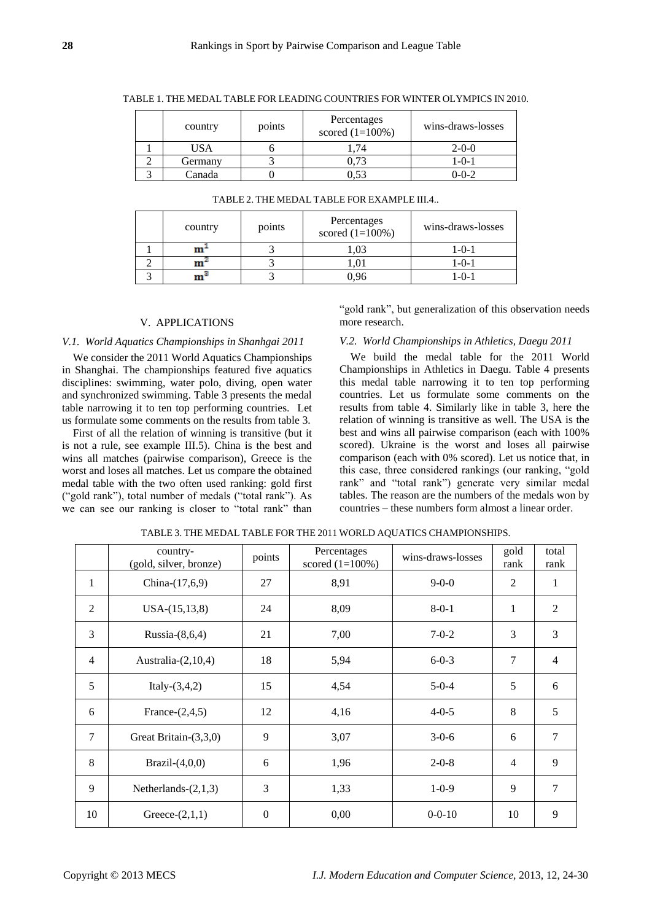TABLE 1. THE MEDAL TABLE FOR LEADING COUNTRIES FOR WINTER OLYMPICS IN 2010.

| | country | points | Percentages scored (1=100%) | wins-draws-losses |
|---|---|---|---|---|
| 1 | USA | 6 | 1,74 | 2-0-0 |
| 2 | Germany | 3 | 0,73 | 1-0-1 |
| 3 | Canada | 0 | 0,53 | 0-0-2 |

TABLE 2. THE MEDAL TABLE FOR EXAMPLE III.4..

| | country | points | Percentages scored (1=100%) | wins-draws-losses |
|---|---|---|---|---|
| 1 | $\mathbf{m}^1$ | 3 | 1,03 | 1-0-1 |
| 2 | $\mathbf{m}^2$ | 3 | 1,01 | 1-0-1 |
| 3 | $\mathbf{m}^3$ | 3 | 0,96 | 1-0-1 |

## V. APPLICATIONS

### *V.1. World Aquatics Championships in Shanhgai 2011*

We consider the 2011 World Aquatics Championships in Shanghai. The championships featured five aquatics disciplines: swimming, water polo, diving, open water and synchronized swimming. Table 3 presents the medal table narrowing it to ten top performing countries. Let us formulate some comments on the results from table 3.

First of all the relation of winning is transitive (but it is not a rule, see example III.5). China is the best and wins all matches (pairwise comparison), Greece is the worst and loses all matches. Let us compare the obtained medal table with the two often used ranking: gold first ("gold rank"), total number of medals ("total rank"). As we can see our ranking is closer to "total rank" than "gold rank", but generalization of this observation needs more research.

### *V.2. World Championships in Athletics, Daegu 2011*

We build the medal table for the 2011 World Championships in Athletics in Daegu. Table 4 presents this medal table narrowing it to ten top performing countries. Let us formulate some comments on the results from table 4. Similarly like in table 3, here the relation of winning is transitive as well. The USA is the best and wins all pairwise comparison (each with 100% scored). Ukraine is the worst and loses all pairwise comparison (each with 0% scored). Let us notice that, in this case, three considered rankings (our ranking, "gold rank" and "total rank") generate very similar medal tables. The reason are the numbers of the medals won by countries – these numbers form almost a linear order.

TABLE 3. THE MEDAL TABLE FOR THE 2011 WORLD AQUATICS CHAMPIONSHIPS.

| | country-(gold, silver, bronze) | points | Percentages scored (1=100%) | wins-draws-losses | gold rank | total rank |
|---|---|---|---|---|---|---|
| 1 | China-(17,6,9) | 27 | 8,91 | 9-0-0 | 2 | 1 |
| 2 | USA-(15,13,8) | 24 | 8,09 | 8-0-1 | 1 | 2 |
| 3 | Russia-(8,6,4) | 21 | 7,00 | 7-0-2 | 3 | 3 |
| 4 | Australia-(2,10,4) | 18 | 5,94 | 6-0-3 | 7 | 4 |
| 5 | Italy-(3,4,2) | 15 | 4,54 | 5-0-4 | 5 | 6 |
| 6 | France-(2,4,5) | 12 | 4,16 | 4-0-5 | 8 | 5 |
| 7 | Great Britain-(3,3,0) | 9 | 3,07 | 3-0-6 | 6 | 7 |
| 8 | Brazil-(4,0,0) | 6 | 1,96 | 2-0-8 | 4 | 9 |
| 9 | Netherlands-(2,1,3) | 3 | 1,33 | 1-0-9 | 9 | 7 |
| 10 | Greece-(2,1,1) | 0 | 0,00 | 0-0-10 | 10 | 9 |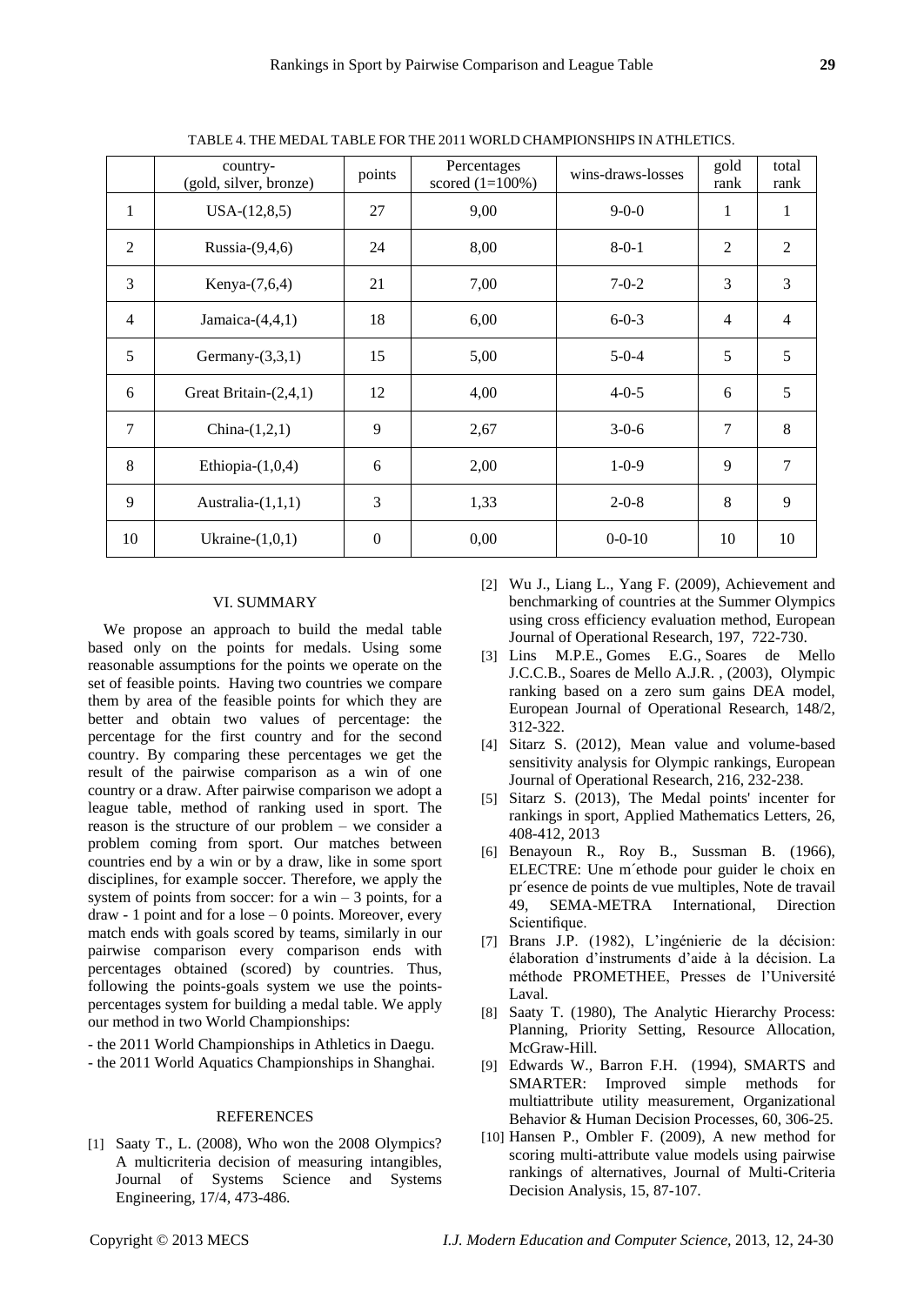TABLE 4. THE MEDAL TABLE FOR THE 2011 WORLD CHAMPIONSHIPS IN ATHLETICS.

| | country-(gold, silver, bronze) | points | Percentages scored (1=100%) | wins-draws-losses | gold rank | total rank |
|---|---|---|---|---|---|---|
| 1 | USA-(12,8,5) | 27 | 9,00 | 9-0-0 | 1 | 1 |
| 2 | Russia-(9,4,6) | 24 | 8,00 | 8-0-1 | 2 | 2 |
| 3 | Kenya-(7,6,4) | 21 | 7,00 | 7-0-2 | 3 | 3 |
| 4 | Jamaica-(4,4,1) | 18 | 6,00 | 6-0-3 | 4 | 4 |
| 5 | Germany-(3,3,1) | 15 | 5,00 | 5-0-4 | 5 | 5 |
| 6 | Great Britain-(2,4,1) | 12 | 4,00 | 4-0-5 | 6 | 5 |
| 7 | China-(1,2,1) | 9 | 2,67 | 3-0-6 | 7 | 8 |
| 8 | Ethiopia-(1,0,4) | 6 | 2,00 | 1-0-9 | 9 | 7 |
| 9 | Australia-(1,1,1) | 3 | 1,33 | 2-0-8 | 8 | 9 |
| 10 | Ukraine-(1,0,1) | 0 | 0,00 | 0-0-10 | 10 | 10 |

## VI. SUMMARY

We propose an approach to build the medal table based only on the points for medals. Using some reasonable assumptions for the points we operate on the set of feasible points. Having two countries we compare them by area of the feasible points for which they are better and obtain two values of percentage: the percentage for the first country and for the second country. By comparing these percentages we get the result of the pairwise comparison as a win of one country or a draw. After pairwise comparison we adopt a league table, method of ranking used in sport. The reason is the structure of our problem – we consider a problem coming from sport. Our matches between countries end by a win or by a draw, like in some sport disciplines, for example soccer. Therefore, we apply the system of points from soccer: for a win – 3 points, for a draw - 1 point and for a lose – 0 points. Moreover, every match ends with goals scored by teams, similarly in our pairwise comparison every comparison ends with percentages obtained (scored) by countries. Thus, following the points-goals system we use the points-percentages system for building a medal table. We apply our method in two World Championships:

- the 2011 World Championships in Athletics in Daegu.
- the 2011 World Aquatics Championships in Shanghai.

## REFERENCES

[1] Saaty T., L. (2008), Who won the 2008 Olympics? A multicriteria decision of measuring intangibles, Journal of Systems Science and Systems Engineering, 17/4, 473-486.

[2] Wu J., Liang L., Yang F. (2009), Achievement and benchmarking of countries at the Summer Olympics using cross efficiency evaluation method, European Journal of Operational Research, 197, 722-730.

[3] Lins M.P.E., Gomes E.G., Soares de Mello J.C.C.B., Soares de Mello A.J.R. , (2003), Olympic ranking based on a zero sum gains DEA model, European Journal of Operational Research, 148/2, 312-322.

[4] Sitarz S. (2012), Mean value and volume-based sensitivity analysis for Olympic rankings, European Journal of Operational Research, 216, 232-238.

[5] Sitarz S. (2013), The Medal points' incenter for rankings in sport, Applied Mathematics Letters, 26, 408-412, 2013

[6] Benayoun R., Roy B., Sussman B. (1966), ELECTRE: Une m´ethode pour guider le choix en pr´esence de points de vue multiples, Note de travail 49, SEMA-METRA International, Direction Scientifique.

[7] Brans J.P. (1982), L'ingénierie de la décision: élaboration d'instruments d'aide à la décision. La méthode PROMETHEE, Presses de l'Université Laval.

[8] Saaty T. (1980), The Analytic Hierarchy Process: Planning, Priority Setting, Resource Allocation, McGraw-Hill.

[9] Edwards W., Barron F.H. (1994), SMARTS and SMARTER: Improved simple methods for multiattribute utility measurement, Organizational Behavior & Human Decision Processes, 60, 306-25.

[10] Hansen P., Ombler F. (2009), A new method for scoring multi-attribute value models using pairwise rankings of alternatives, Journal of Multi-Criteria Decision Analysis, 15, 87-107.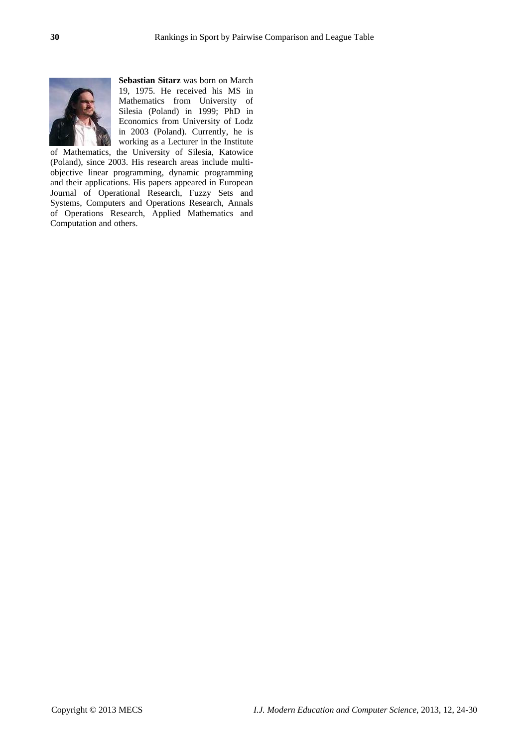**Sebastian Sitarz** was born on March 19, 1975. He received his MS in Mathematics from University of Silesia (Poland) in 1999; PhD in Economics from University of Lodz in 2003 (Poland). Currently, he is working as a Lecturer in the Institute of Mathematics, the University of Silesia, Katowice (Poland), since 2003. His research areas include multi-objective linear programming, dynamic programming and their applications. His papers appeared in European Journal of Operational Research, Fuzzy Sets and Systems, Computers and Operations Research, Annals of Operations Research, Applied Mathematics and Computation and others.